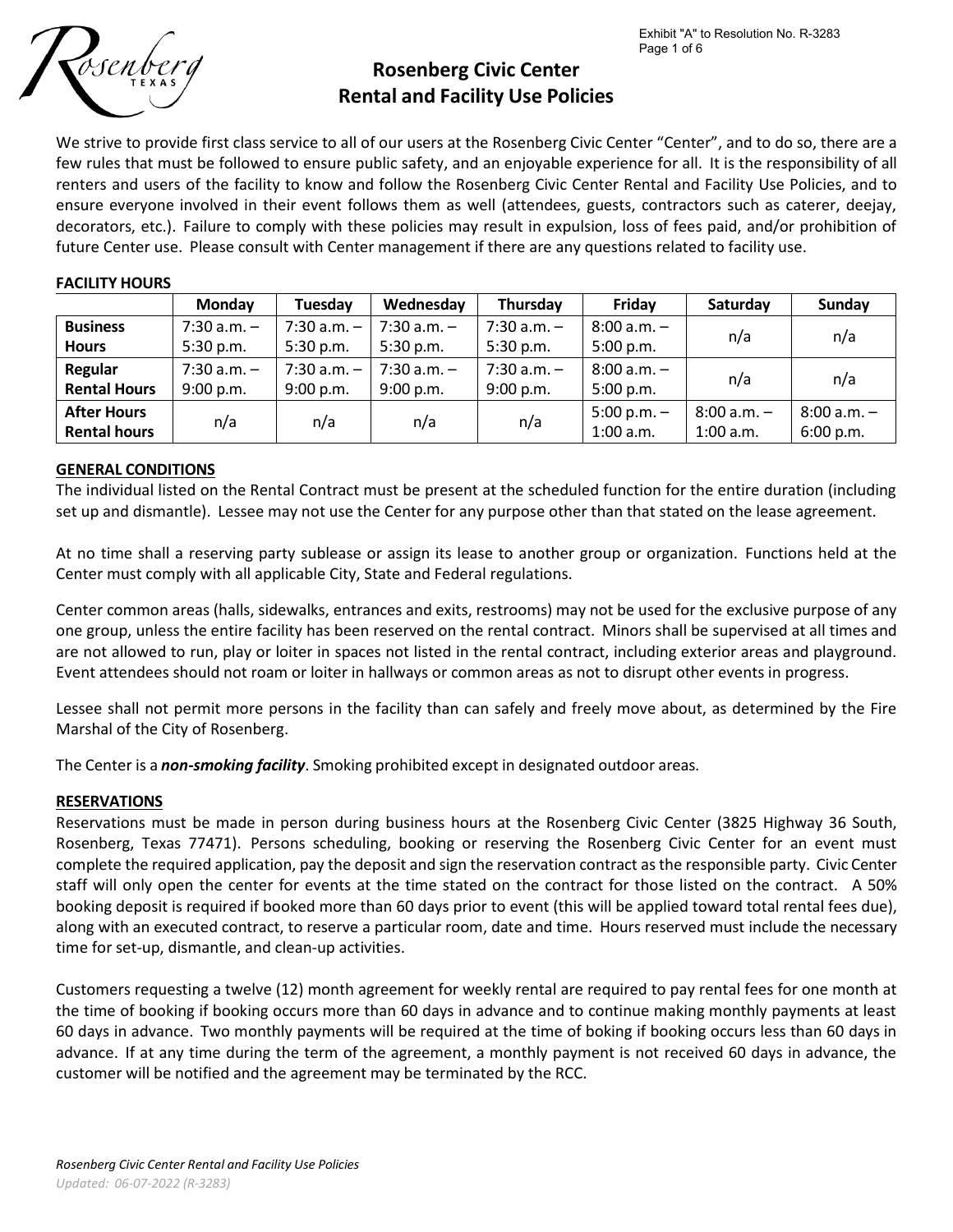# Rosenberg Civic Center
## Rental and Facility Use Policies

We strive to provide first class service to all of our users at the Rosenberg Civic Center "Center", and to do so, there are a few rules that must be followed to ensure public safety, and an enjoyable experience for all. It is the responsibility of all renters and users of the facility to know and follow the Rosenberg Civic Center Rental and Facility Use Policies, and to ensure everyone involved in their event follows them as well (attendees, guests, contractors such as caterer, deejay, decorators, etc.). Failure to comply with these policies may result in expulsion, loss of fees paid, and/or prohibition of future Center use. Please consult with Center management if there are any questions related to facility use.

**FACILITY HOURS**

| | Monday | Tuesday | Wednesday | Thursday | Friday | Saturday | Sunday |
|---|---|---|---|---|---|---|---|
| **Business Hours** | 7:30 a.m. – 5:30 p.m. | 7:30 a.m. – 5:30 p.m. | 7:30 a.m. – 5:30 p.m. | 7:30 a.m. – 5:30 p.m. | 8:00 a.m. – 5:00 p.m. | n/a | n/a |
| **Regular Rental Hours** | 7:30 a.m. – 9:00 p.m. | 7:30 a.m. – 9:00 p.m. | 7:30 a.m. – 9:00 p.m. | 7:30 a.m. – 9:00 p.m. | 8:00 a.m. – 5:00 p.m. | n/a | n/a |
| **After Hours Rental hours** | n/a | n/a | n/a | n/a | 5:00 p.m. – 1:00 a.m. | 8:00 a.m. – 1:00 a.m. | 8:00 a.m. – 6:00 p.m. |

**GENERAL CONDITIONS**

The individual listed on the Rental Contract must be present at the scheduled function for the entire duration (including set up and dismantle). Lessee may not use the Center for any purpose other than that stated on the lease agreement.

At no time shall a reserving party sublease or assign its lease to another group or organization. Functions held at the Center must comply with all applicable City, State and Federal regulations.

Center common areas (halls, sidewalks, entrances and exits, restrooms) may not be used for the exclusive purpose of any one group, unless the entire facility has been reserved on the rental contract. Minors shall be supervised at all times and are not allowed to run, play or loiter in spaces not listed in the rental contract, including exterior areas and playground. Event attendees should not roam or loiter in hallways or common areas as not to disrupt other events in progress.

Lessee shall not permit more persons in the facility than can safely and freely move about, as determined by the Fire Marshal of the City of Rosenberg.

The Center is a ***non-smoking facility***. Smoking prohibited except in designated outdoor areas.

**RESERVATIONS**

Reservations must be made in person during business hours at the Rosenberg Civic Center (3825 Highway 36 South, Rosenberg, Texas 77471). Persons scheduling, booking or reserving the Rosenberg Civic Center for an event must complete the required application, pay the deposit and sign the reservation contract as the responsible party. Civic Center staff will only open the center for events at the time stated on the contract for those listed on the contract. A 50% booking deposit is required if booked more than 60 days prior to event (this will be applied toward total rental fees due), along with an executed contract, to reserve a particular room, date and time. Hours reserved must include the necessary time for set-up, dismantle, and clean-up activities.

Customers requesting a twelve (12) month agreement for weekly rental are required to pay rental fees for one month at the time of booking if booking occurs more than 60 days in advance and to continue making monthly payments at least 60 days in advance. Two monthly payments will be required at the time of boking if booking occurs less than 60 days in advance. If at any time during the term of the agreement, a monthly payment is not received 60 days in advance, the customer will be notified and the agreement may be terminated by the RCC.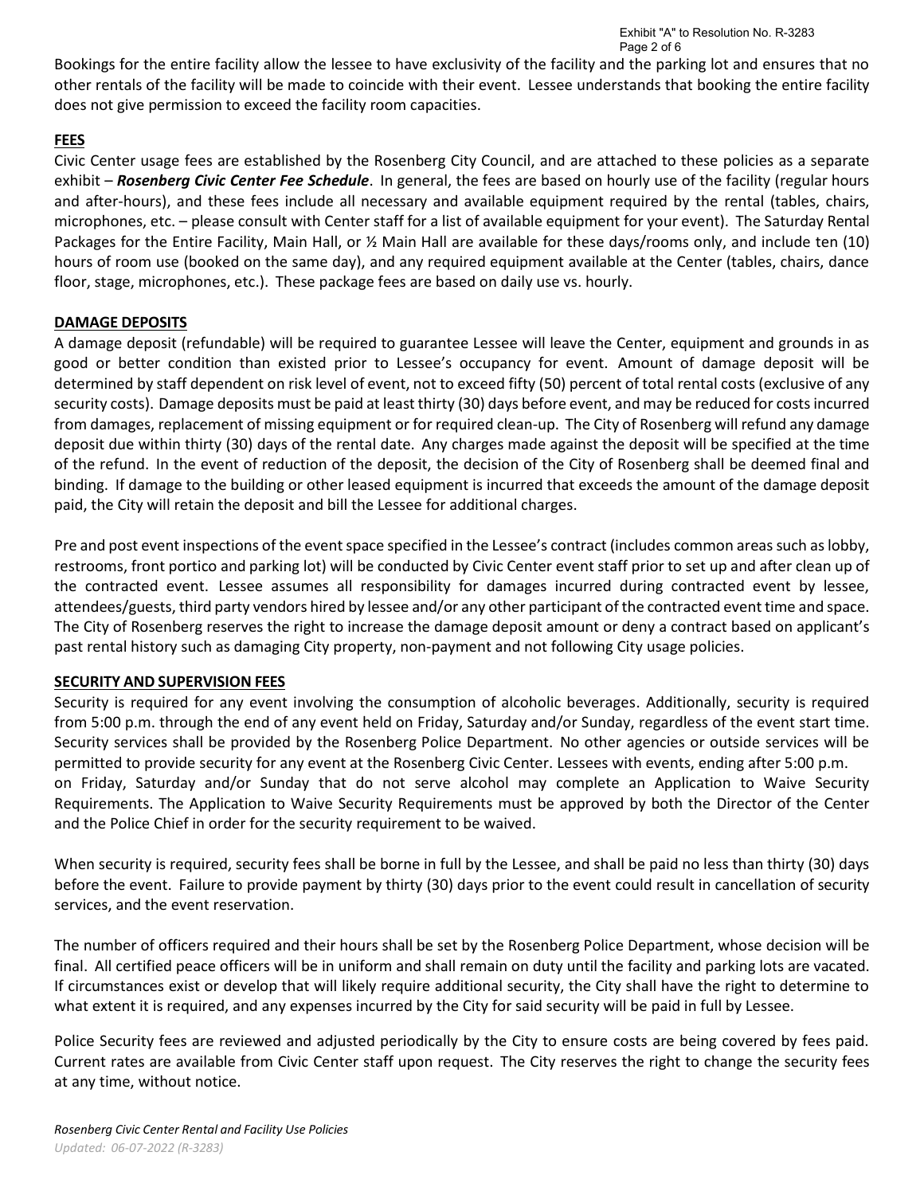Bookings for the entire facility allow the lessee to have exclusivity of the facility and the parking lot and ensures that no other rentals of the facility will be made to coincide with their event. Lessee understands that booking the entire facility does not give permission to exceed the facility room capacities.

## FEES

Civic Center usage fees are established by the Rosenberg City Council, and are attached to these policies as a separate exhibit – ***Rosenberg Civic Center Fee Schedule***. In general, the fees are based on hourly use of the facility (regular hours and after-hours), and these fees include all necessary and available equipment required by the rental (tables, chairs, microphones, etc. – please consult with Center staff for a list of available equipment for your event). The Saturday Rental Packages for the Entire Facility, Main Hall, or ½ Main Hall are available for these days/rooms only, and include ten (10) hours of room use (booked on the same day), and any required equipment available at the Center (tables, chairs, dance floor, stage, microphones, etc.). These package fees are based on daily use vs. hourly.

## DAMAGE DEPOSITS

A damage deposit (refundable) will be required to guarantee Lessee will leave the Center, equipment and grounds in as good or better condition than existed prior to Lessee's occupancy for event. Amount of damage deposit will be determined by staff dependent on risk level of event, not to exceed fifty (50) percent of total rental costs (exclusive of any security costs). Damage deposits must be paid at least thirty (30) days before event, and may be reduced for costs incurred from damages, replacement of missing equipment or for required clean-up. The City of Rosenberg will refund any damage deposit due within thirty (30) days of the rental date. Any charges made against the deposit will be specified at the time of the refund. In the event of reduction of the deposit, the decision of the City of Rosenberg shall be deemed final and binding. If damage to the building or other leased equipment is incurred that exceeds the amount of the damage deposit paid, the City will retain the deposit and bill the Lessee for additional charges.

Pre and post event inspections of the event space specified in the Lessee's contract (includes common areas such as lobby, restrooms, front portico and parking lot) will be conducted by Civic Center event staff prior to set up and after clean up of the contracted event. Lessee assumes all responsibility for damages incurred during contracted event by lessee, attendees/guests, third party vendors hired by lessee and/or any other participant of the contracted event time and space. The City of Rosenberg reserves the right to increase the damage deposit amount or deny a contract based on applicant's past rental history such as damaging City property, non-payment and not following City usage policies.

## SECURITY AND SUPERVISION FEES

Security is required for any event involving the consumption of alcoholic beverages. Additionally, security is required from 5:00 p.m. through the end of any event held on Friday, Saturday and/or Sunday, regardless of the event start time. Security services shall be provided by the Rosenberg Police Department. No other agencies or outside services will be permitted to provide security for any event at the Rosenberg Civic Center. Lessees with events, ending after 5:00 p.m. on Friday, Saturday and/or Sunday that do not serve alcohol may complete an Application to Waive Security Requirements. The Application to Waive Security Requirements must be approved by both the Director of the Center and the Police Chief in order for the security requirement to be waived.

When security is required, security fees shall be borne in full by the Lessee, and shall be paid no less than thirty (30) days before the event. Failure to provide payment by thirty (30) days prior to the event could result in cancellation of security services, and the event reservation.

The number of officers required and their hours shall be set by the Rosenberg Police Department, whose decision will be final. All certified peace officers will be in uniform and shall remain on duty until the facility and parking lots are vacated. If circumstances exist or develop that will likely require additional security, the City shall have the right to determine to what extent it is required, and any expenses incurred by the City for said security will be paid in full by Lessee.

Police Security fees are reviewed and adjusted periodically by the City to ensure costs are being covered by fees paid. Current rates are available from Civic Center staff upon request. The City reserves the right to change the security fees at any time, without notice.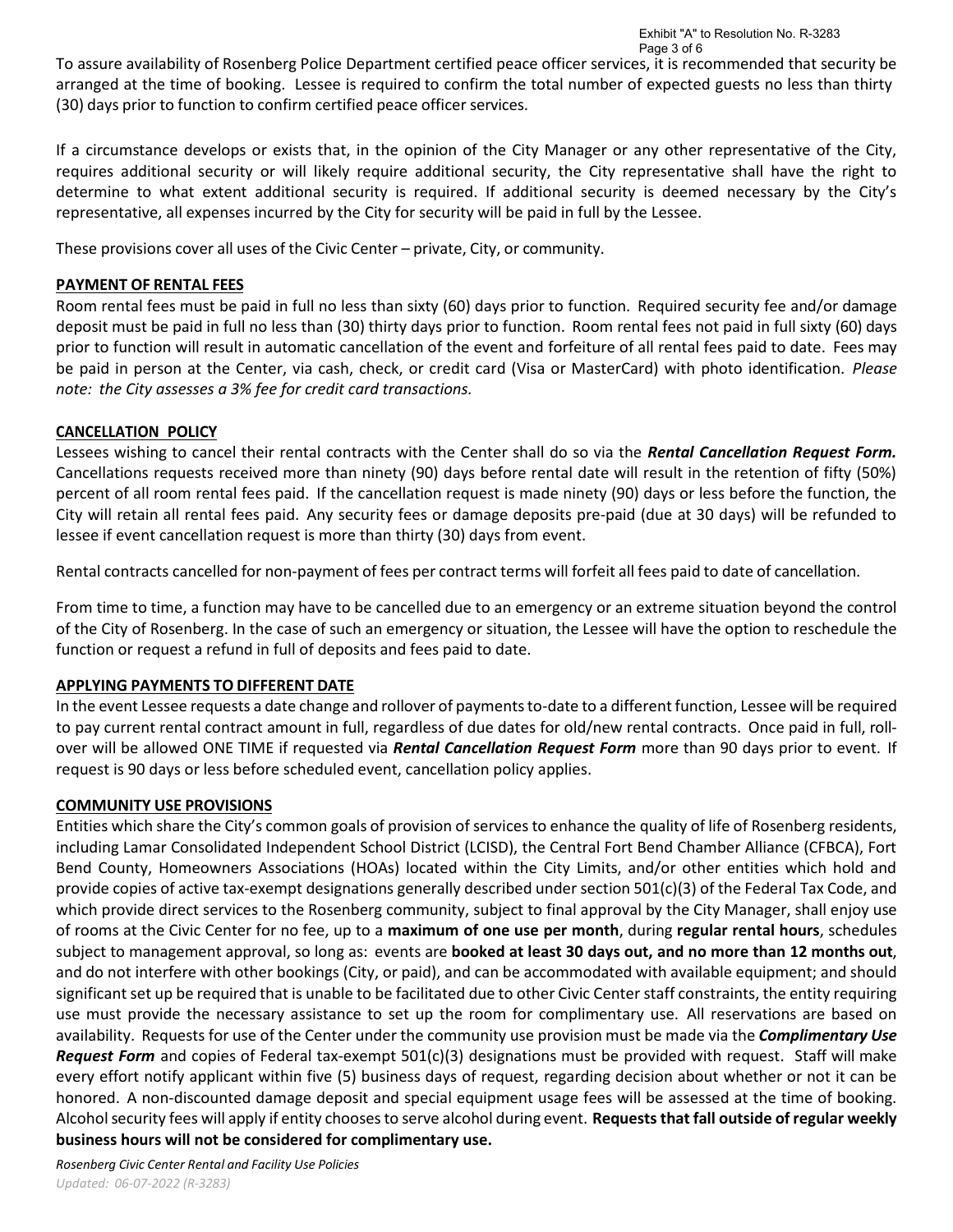To assure availability of Rosenberg Police Department certified peace officer services, it is recommended that security be arranged at the time of booking. Lessee is required to confirm the total number of expected guests no less than thirty (30) days prior to function to confirm certified peace officer services.

If a circumstance develops or exists that, in the opinion of the City Manager or any other representative of the City, requires additional security or will likely require additional security, the City representative shall have the right to determine to what extent additional security is required. If additional security is deemed necessary by the City's representative, all expenses incurred by the City for security will be paid in full by the Lessee.

These provisions cover all uses of the Civic Center – private, City, or community.

**PAYMENT OF RENTAL FEES**

Room rental fees must be paid in full no less than sixty (60) days prior to function. Required security fee and/or damage deposit must be paid in full no less than (30) thirty days prior to function. Room rental fees not paid in full sixty (60) days prior to function will result in automatic cancellation of the event and forfeiture of all rental fees paid to date. Fees may be paid in person at the Center, via cash, check, or credit card (Visa or MasterCard) with photo identification. *Please note: the City assesses a 3% fee for credit card transactions.*

**CANCELLATION POLICY**

Lessees wishing to cancel their rental contracts with the Center shall do so via the ***Rental Cancellation Request Form.*** Cancellations requests received more than ninety (90) days before rental date will result in the retention of fifty (50%) percent of all room rental fees paid. If the cancellation request is made ninety (90) days or less before the function, the City will retain all rental fees paid. Any security fees or damage deposits pre-paid (due at 30 days) will be refunded to lessee if event cancellation request is more than thirty (30) days from event.

Rental contracts cancelled for non-payment of fees per contract terms will forfeit all fees paid to date of cancellation.

From time to time, a function may have to be cancelled due to an emergency or an extreme situation beyond the control of the City of Rosenberg. In the case of such an emergency or situation, the Lessee will have the option to reschedule the function or request a refund in full of deposits and fees paid to date.

**APPLYING PAYMENTS TO DIFFERENT DATE**

In the event Lessee requests a date change and rollover of payments to-date to a different function, Lessee will be required to pay current rental contract amount in full, regardless of due dates for old/new rental contracts. Once paid in full, roll-over will be allowed ONE TIME if requested via ***Rental Cancellation Request Form*** more than 90 days prior to event. If request is 90 days or less before scheduled event, cancellation policy applies.

**COMMUNITY USE PROVISIONS**

Entities which share the City's common goals of provision of services to enhance the quality of life of Rosenberg residents, including Lamar Consolidated Independent School District (LCISD), the Central Fort Bend Chamber Alliance (CFBCA), Fort Bend County, Homeowners Associations (HOAs) located within the City Limits, and/or other entities which hold and provide copies of active tax-exempt designations generally described under section 501(c)(3) of the Federal Tax Code, and which provide direct services to the Rosenberg community, subject to final approval by the City Manager, shall enjoy use of rooms at the Civic Center for no fee, up to a **maximum of one use per month**, during **regular rental hours**, schedules subject to management approval, so long as: events are **booked at least 30 days out, and no more than 12 months out**, and do not interfere with other bookings (City, or paid), and can be accommodated with available equipment; and should significant set up be required that is unable to be facilitated due to other Civic Center staff constraints, the entity requiring use must provide the necessary assistance to set up the room for complimentary use. All reservations are based on availability. Requests for use of the Center under the community use provision must be made via the ***Complimentary Use Request Form*** and copies of Federal tax-exempt 501(c)(3) designations must be provided with request. Staff will make every effort notify applicant within five (5) business days of request, regarding decision about whether or not it can be honored. A non-discounted damage deposit and special equipment usage fees will be assessed at the time of booking. Alcohol security fees will apply if entity chooses to serve alcohol during event. **Requests that fall outside of regular weekly business hours will not be considered for complimentary use.**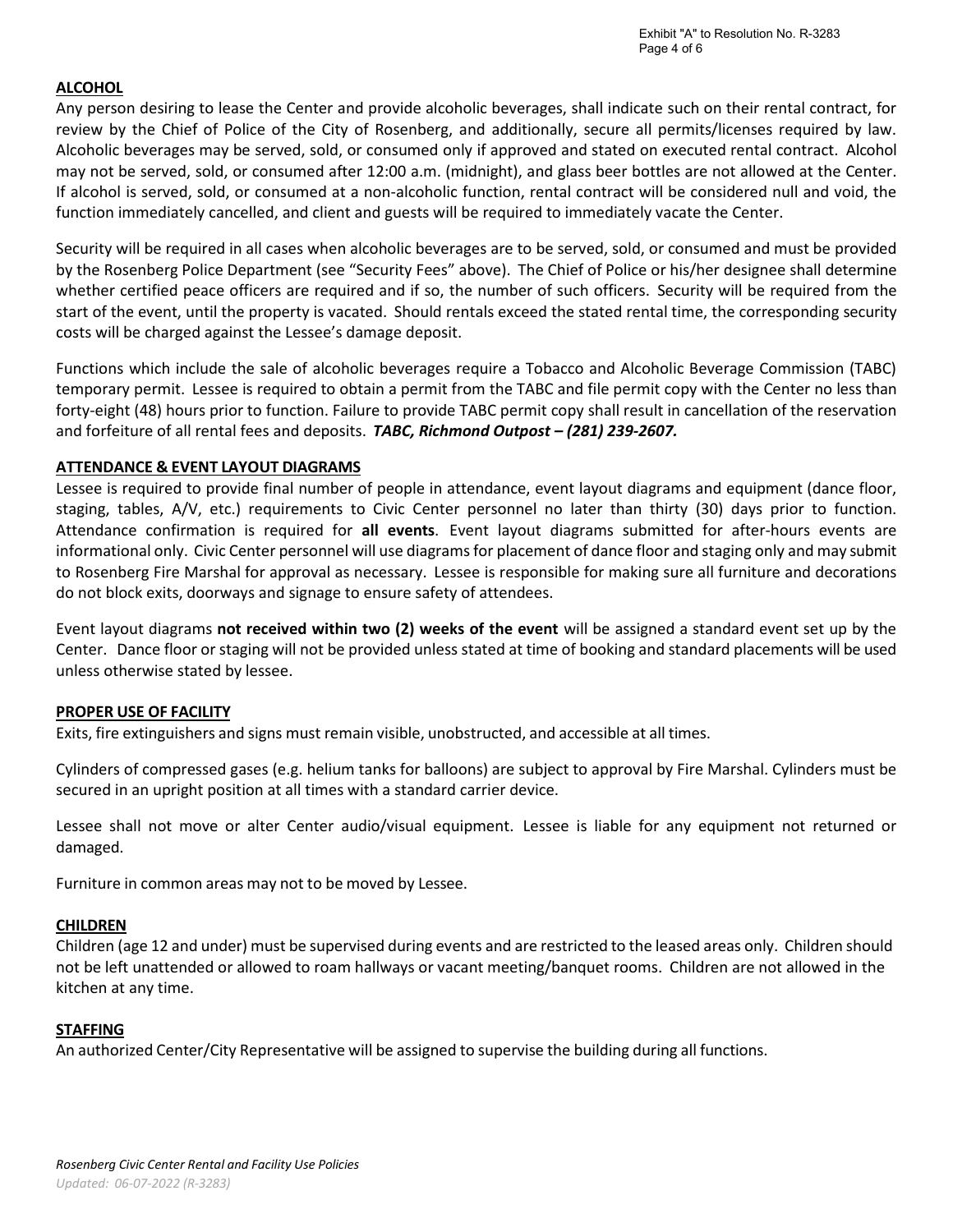## ALCOHOL

Any person desiring to lease the Center and provide alcoholic beverages, shall indicate such on their rental contract, for review by the Chief of Police of the City of Rosenberg, and additionally, secure all permits/licenses required by law. Alcoholic beverages may be served, sold, or consumed only if approved and stated on executed rental contract. Alcohol may not be served, sold, or consumed after 12:00 a.m. (midnight), and glass beer bottles are not allowed at the Center. If alcohol is served, sold, or consumed at a non-alcoholic function, rental contract will be considered null and void, the function immediately cancelled, and client and guests will be required to immediately vacate the Center.

Security will be required in all cases when alcoholic beverages are to be served, sold, or consumed and must be provided by the Rosenberg Police Department (see "Security Fees" above). The Chief of Police or his/her designee shall determine whether certified peace officers are required and if so, the number of such officers. Security will be required from the start of the event, until the property is vacated. Should rentals exceed the stated rental time, the corresponding security costs will be charged against the Lessee's damage deposit.

Functions which include the sale of alcoholic beverages require a Tobacco and Alcoholic Beverage Commission (TABC) temporary permit. Lessee is required to obtain a permit from the TABC and file permit copy with the Center no less than forty-eight (48) hours prior to function. Failure to provide TABC permit copy shall result in cancellation of the reservation and forfeiture of all rental fees and deposits. ***TABC, Richmond Outpost – (281) 239-2607.***

## ATTENDANCE & EVENT LAYOUT DIAGRAMS

Lessee is required to provide final number of people in attendance, event layout diagrams and equipment (dance floor, staging, tables, A/V, etc.) requirements to Civic Center personnel no later than thirty (30) days prior to function. Attendance confirmation is required for **all events**. Event layout diagrams submitted for after-hours events are informational only. Civic Center personnel will use diagrams for placement of dance floor and staging only and may submit to Rosenberg Fire Marshal for approval as necessary. Lessee is responsible for making sure all furniture and decorations do not block exits, doorways and signage to ensure safety of attendees.

Event layout diagrams **not received within two (2) weeks of the event** will be assigned a standard event set up by the Center. Dance floor or staging will not be provided unless stated at time of booking and standard placements will be used unless otherwise stated by lessee.

## PROPER USE OF FACILITY

Exits, fire extinguishers and signs must remain visible, unobstructed, and accessible at all times.

Cylinders of compressed gases (e.g. helium tanks for balloons) are subject to approval by Fire Marshal. Cylinders must be secured in an upright position at all times with a standard carrier device.

Lessee shall not move or alter Center audio/visual equipment. Lessee is liable for any equipment not returned or damaged.

Furniture in common areas may not to be moved by Lessee.

## CHILDREN

Children (age 12 and under) must be supervised during events and are restricted to the leased areas only. Children should not be left unattended or allowed to roam hallways or vacant meeting/banquet rooms. Children are not allowed in the kitchen at any time.

## STAFFING

An authorized Center/City Representative will be assigned to supervise the building during all functions.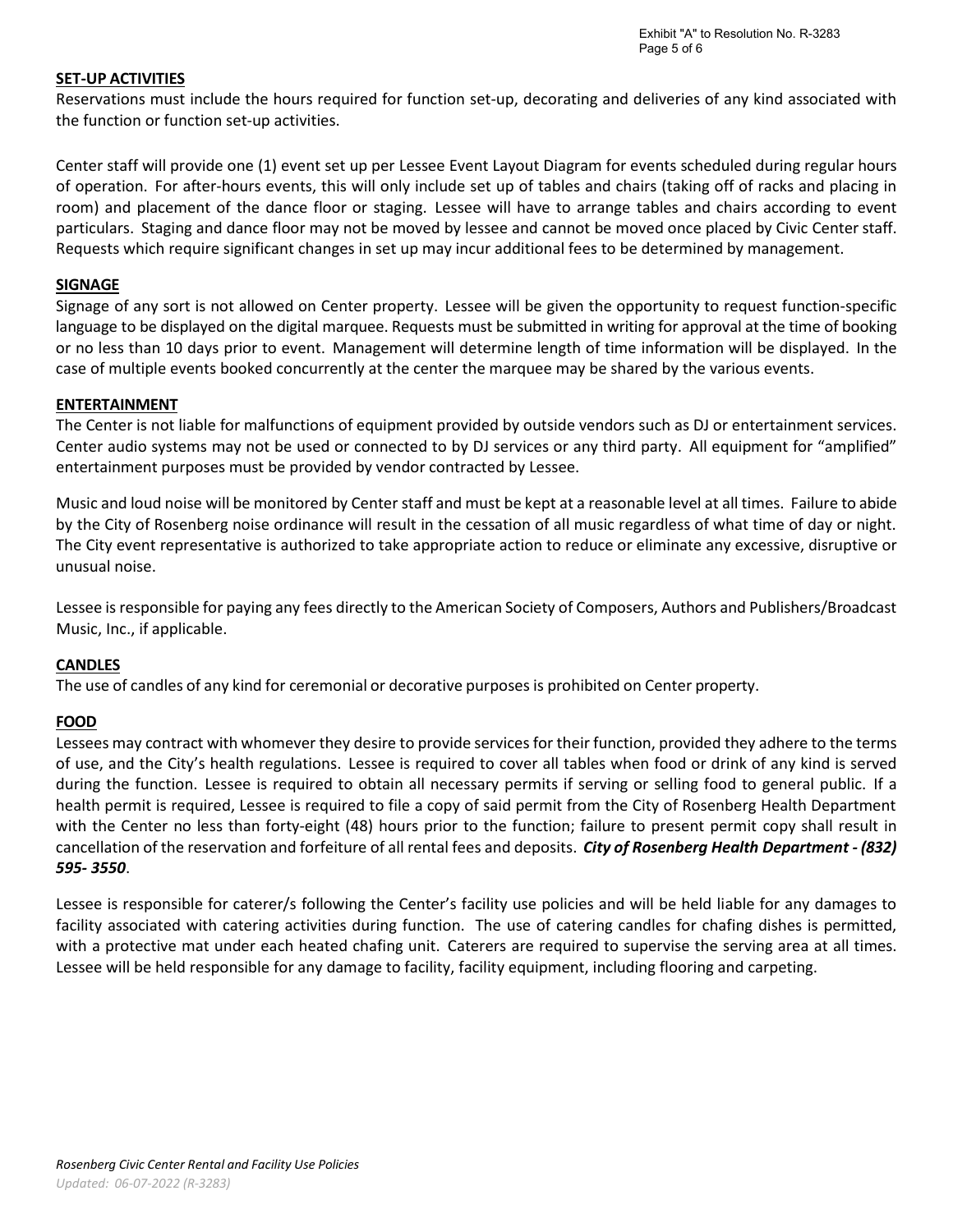## SET-UP ACTIVITIES

Reservations must include the hours required for function set-up, decorating and deliveries of any kind associated with the function or function set-up activities.

Center staff will provide one (1) event set up per Lessee Event Layout Diagram for events scheduled during regular hours of operation. For after-hours events, this will only include set up of tables and chairs (taking off of racks and placing in room) and placement of the dance floor or staging. Lessee will have to arrange tables and chairs according to event particulars. Staging and dance floor may not be moved by lessee and cannot be moved once placed by Civic Center staff. Requests which require significant changes in set up may incur additional fees to be determined by management.

## SIGNAGE

Signage of any sort is not allowed on Center property. Lessee will be given the opportunity to request function-specific language to be displayed on the digital marquee. Requests must be submitted in writing for approval at the time of booking or no less than 10 days prior to event. Management will determine length of time information will be displayed. In the case of multiple events booked concurrently at the center the marquee may be shared by the various events.

## ENTERTAINMENT

The Center is not liable for malfunctions of equipment provided by outside vendors such as DJ or entertainment services. Center audio systems may not be used or connected to by DJ services or any third party. All equipment for "amplified" entertainment purposes must be provided by vendor contracted by Lessee.

Music and loud noise will be monitored by Center staff and must be kept at a reasonable level at all times. Failure to abide by the City of Rosenberg noise ordinance will result in the cessation of all music regardless of what time of day or night. The City event representative is authorized to take appropriate action to reduce or eliminate any excessive, disruptive or unusual noise.

Lessee is responsible for paying any fees directly to the American Society of Composers, Authors and Publishers/Broadcast Music, Inc., if applicable.

## CANDLES

The use of candles of any kind for ceremonial or decorative purposes is prohibited on Center property.

## FOOD

Lessees may contract with whomever they desire to provide services for their function, provided they adhere to the terms of use, and the City's health regulations. Lessee is required to cover all tables when food or drink of any kind is served during the function. Lessee is required to obtain all necessary permits if serving or selling food to general public. If a health permit is required, Lessee is required to file a copy of said permit from the City of Rosenberg Health Department with the Center no less than forty-eight (48) hours prior to the function; failure to present permit copy shall result in cancellation of the reservation and forfeiture of all rental fees and deposits. ***City of Rosenberg Health Department - (832) 595- 3550***.

Lessee is responsible for caterer/s following the Center's facility use policies and will be held liable for any damages to facility associated with catering activities during function. The use of catering candles for chafing dishes is permitted, with a protective mat under each heated chafing unit. Caterers are required to supervise the serving area at all times. Lessee will be held responsible for any damage to facility, facility equipment, including flooring and carpeting.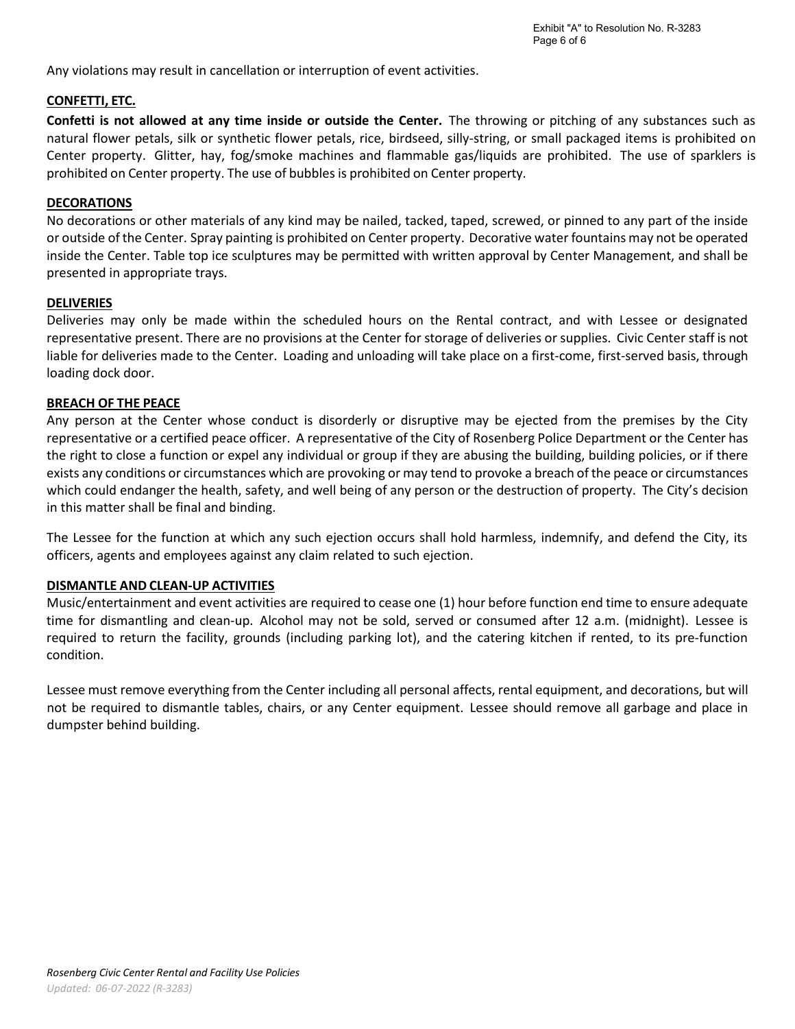Any violations may result in cancellation or interruption of event activities.

## CONFETTI, ETC.

**Confetti is not allowed at any time inside or outside the Center.** The throwing or pitching of any substances such as natural flower petals, silk or synthetic flower petals, rice, birdseed, silly-string, or small packaged items is prohibited on Center property. Glitter, hay, fog/smoke machines and flammable gas/liquids are prohibited. The use of sparklers is prohibited on Center property. The use of bubbles is prohibited on Center property.

## DECORATIONS

No decorations or other materials of any kind may be nailed, tacked, taped, screwed, or pinned to any part of the inside or outside of the Center. Spray painting is prohibited on Center property. Decorative water fountains may not be operated inside the Center. Table top ice sculptures may be permitted with written approval by Center Management, and shall be presented in appropriate trays.

## DELIVERIES

Deliveries may only be made within the scheduled hours on the Rental contract, and with Lessee or designated representative present. There are no provisions at the Center for storage of deliveries or supplies. Civic Center staff is not liable for deliveries made to the Center. Loading and unloading will take place on a first-come, first-served basis, through loading dock door.

## BREACH OF THE PEACE

Any person at the Center whose conduct is disorderly or disruptive may be ejected from the premises by the City representative or a certified peace officer. A representative of the City of Rosenberg Police Department or the Center has the right to close a function or expel any individual or group if they are abusing the building, building policies, or if there exists any conditions or circumstances which are provoking or may tend to provoke a breach of the peace or circumstances which could endanger the health, safety, and well being of any person or the destruction of property. The City's decision in this matter shall be final and binding.

The Lessee for the function at which any such ejection occurs shall hold harmless, indemnify, and defend the City, its officers, agents and employees against any claim related to such ejection.

## DISMANTLE AND CLEAN-UP ACTIVITIES

Music/entertainment and event activities are required to cease one (1) hour before function end time to ensure adequate time for dismantling and clean-up. Alcohol may not be sold, served or consumed after 12 a.m. (midnight). Lessee is required to return the facility, grounds (including parking lot), and the catering kitchen if rented, to its pre-function condition.

Lessee must remove everything from the Center including all personal affects, rental equipment, and decorations, but will not be required to dismantle tables, chairs, or any Center equipment. Lessee should remove all garbage and place in dumpster behind building.